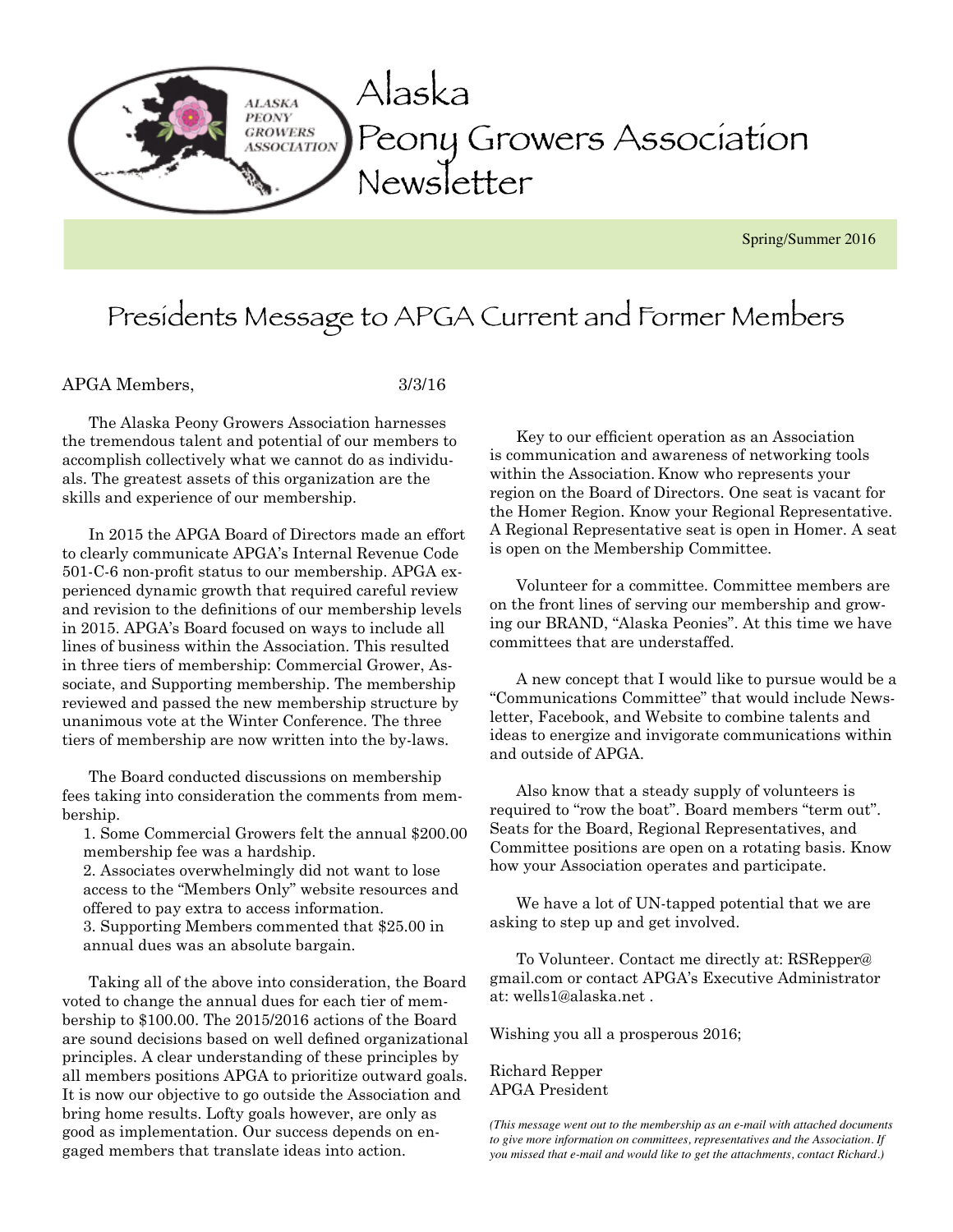# Alaska Peony Growers Association Newsletter

Spring/Summer 2016

## Presidents Message to APGA Current and Former Members

APGA Members, 3/3/16

The Alaska Peony Growers Association harnesses the tremendous talent and potential of our members to accomplish collectively what we cannot do as individuals. The greatest assets of this organization are the skills and experience of our membership.

In 2015 the APGA Board of Directors made an effort to clearly communicate APGA's Internal Revenue Code 501-C-6 non-profit status to our membership. APGA experienced dynamic growth that required careful review and revision to the definitions of our membership levels in 2015. APGA's Board focused on ways to include all lines of business within the Association. This resulted in three tiers of membership: Commercial Grower, Associate, and Supporting membership. The membership reviewed and passed the new membership structure by unanimous vote at the Winter Conference. The three tiers of membership are now written into the by-laws.

The Board conducted discussions on membership fees taking into consideration the comments from membership.

1. Some Commercial Growers felt the annual $200.00 membership fee was a hardship.
2. Associates overwhelmingly did not want to lose access to the "Members Only" website resources and offered to pay extra to access information.
3. Supporting Members commented that $25.00 in annual dues was an absolute bargain.

Taking all of the above into consideration, the Board voted to change the annual dues for each tier of membership to $100.00. The 2015/2016 actions of the Board are sound decisions based on well defined organizational principles. A clear understanding of these principles by all members positions APGA to prioritize outward goals. It is now our objective to go outside the Association and bring home results. Lofty goals however, are only as good as implementation. Our success depends on engaged members that translate ideas into action.

Key to our efficient operation as an Association is communication and awareness of networking tools within the Association. Know who represents your region on the Board of Directors. One seat is vacant for the Homer Region. Know your Regional Representative. A Regional Representative seat is open in Homer. A seat is open on the Membership Committee.

Volunteer for a committee. Committee members are on the front lines of serving our membership and growing our BRAND, "Alaska Peonies". At this time we have committees that are understaffed.

A new concept that I would like to pursue would be a "Communications Committee" that would include Newsletter, Facebook, and Website to combine talents and ideas to energize and invigorate communications within and outside of APGA.

Also know that a steady supply of volunteers is required to "row the boat". Board members "term out". Seats for the Board, Regional Representatives, and Committee positions are open on a rotating basis. Know how your Association operates and participate.

We have a lot of UN-tapped potential that we are asking to step up and get involved.

To Volunteer. Contact me directly at: RSRepper@gmail.com or contact APGA's Executive Administrator at: wells1@alaska.net .

Wishing you all a prosperous 2016;

Richard Repper
APGA President

*(This message went out to the membership as an e-mail with attached documents to give more information on committees, representatives and the Association. If you missed that e-mail and would like to get the attachments, contact Richard.)*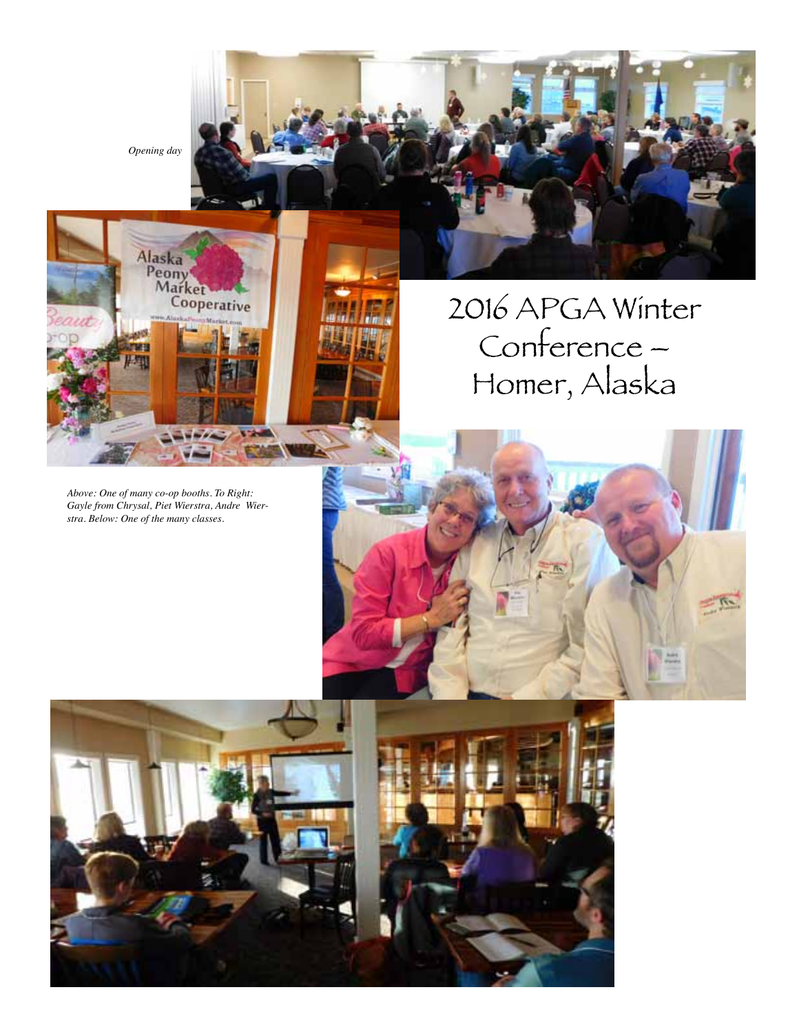*Opening day*

# 2016 APGA Winter Conference – Homer, Alaska

*Above: One of many co-op booths. To Right: Gayle from Chrysal, Piet Wierstra, Andre Wierstra. Below: One of the many classes.*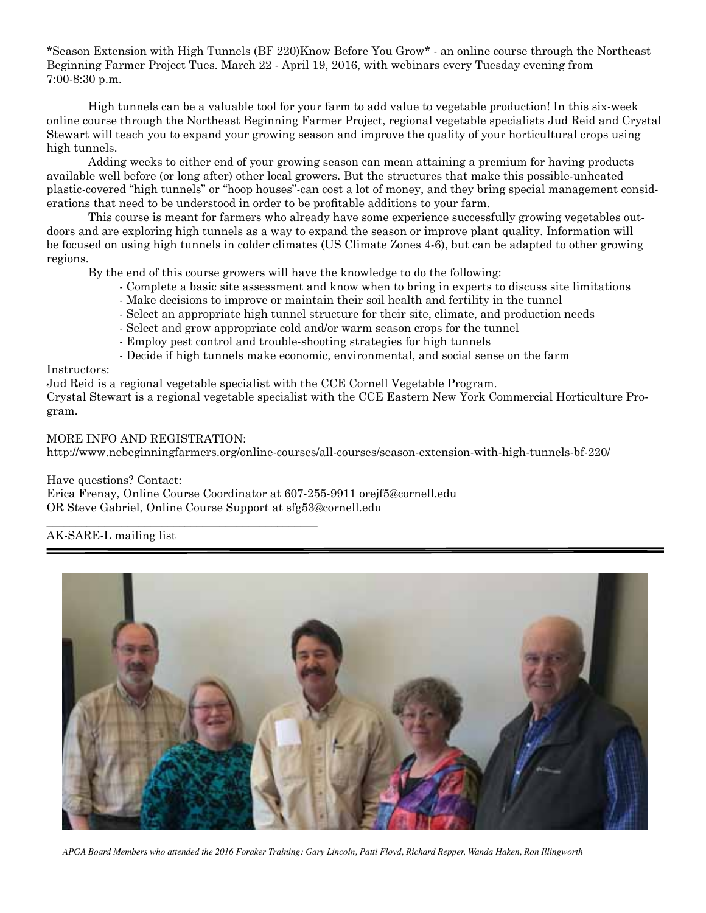*Season Extension with High Tunnels (BF 220)Know Before You Grow* - an online course through the Northeast Beginning Farmer Project Tues. March 22 - April 19, 2016, with webinars every Tuesday evening from 7:00-8:30 p.m.

High tunnels can be a valuable tool for your farm to add value to vegetable production! In this six-week online course through the Northeast Beginning Farmer Project, regional vegetable specialists Jud Reid and Crystal Stewart will teach you to expand your growing season and improve the quality of your horticultural crops using high tunnels.

Adding weeks to either end of your growing season can mean attaining a premium for having products available well before (or long after) other local growers. But the structures that make this possible-unheated plastic-covered "high tunnels" or "hoop houses"-can cost a lot of money, and they bring special management considerations that need to be understood in order to be profitable additions to your farm.

This course is meant for farmers who already have some experience successfully growing vegetables outdoors and are exploring high tunnels as a way to expand the season or improve plant quality. Information will be focused on using high tunnels in colder climates (US Climate Zones 4-6), but can be adapted to other growing regions.

By the end of this course growers will have the knowledge to do the following:

- Complete a basic site assessment and know when to bring in experts to discuss site limitations
- Make decisions to improve or maintain their soil health and fertility in the tunnel
- Select an appropriate high tunnel structure for their site, climate, and production needs
- Select and grow appropriate cold and/or warm season crops for the tunnel
- Employ pest control and trouble-shooting strategies for high tunnels
- Decide if high tunnels make economic, environmental, and social sense on the farm

Instructors:
Jud Reid is a regional vegetable specialist with the CCE Cornell Vegetable Program.
Crystal Stewart is a regional vegetable specialist with the CCE Eastern New York Commercial Horticulture Program.

MORE INFO AND REGISTRATION:
http://www.nebeginningfarmers.org/online-courses/all-courses/season-extension-with-high-tunnels-bf-220/

Have questions? Contact:
Erica Frenay, Online Course Coordinator at 607-255-9911 orejf5@cornell.edu
OR Steve Gabriel, Online Course Support at sfg53@cornell.edu

AK-SARE-L mailing list

---

*APGA Board Members who attended the 2016 Foraker Training: Gary Lincoln, Patti Floyd, Richard Repper, Wanda Haken, Ron Illingworth*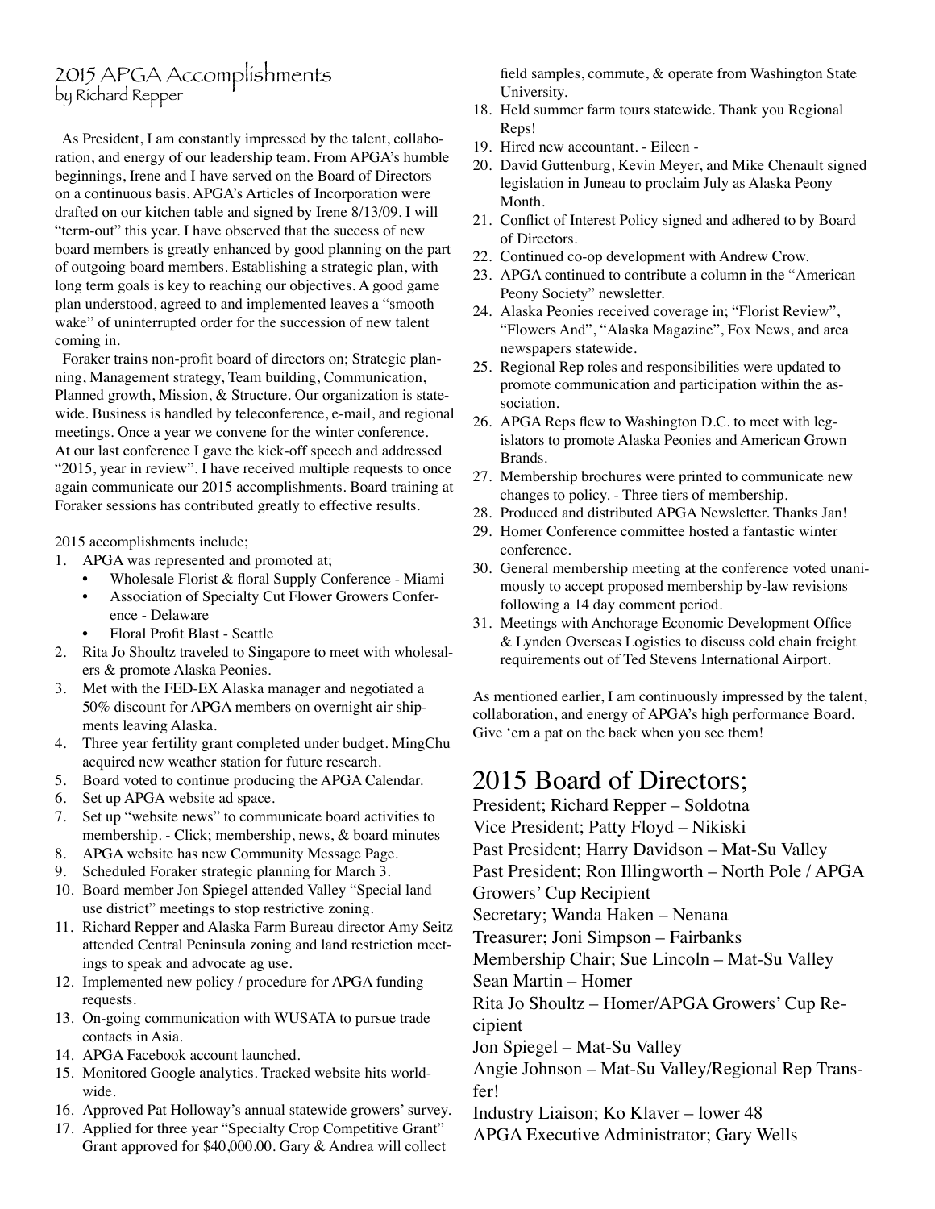## 2015 APGA Accomplishments

by Richard Repper

As President, I am constantly impressed by the talent, collaboration, and energy of our leadership team. From APGA's humble beginnings, Irene and I have served on the Board of Directors on a continuous basis. APGA's Articles of Incorporation were drafted on our kitchen table and signed by Irene 8/13/09. I will "term-out" this year. I have observed that the success of new board members is greatly enhanced by good planning on the part of outgoing board members. Establishing a strategic plan, with long term goals is key to reaching our objectives. A good game plan understood, agreed to and implemented leaves a "smooth wake" of uninterrupted order for the succession of new talent coming in.

Foraker trains non-profit board of directors on; Strategic planning, Management strategy, Team building, Communication, Planned growth, Mission, & Structure. Our organization is statewide. Business is handled by teleconference, e-mail, and regional meetings. Once a year we convene for the winter conference. At our last conference I gave the kick-off speech and addressed "2015, year in review". I have received multiple requests to once again communicate our 2015 accomplishments. Board training at Foraker sessions has contributed greatly to effective results.

2015 accomplishments include;

1. APGA was represented and promoted at;
   - Wholesale Florist & floral Supply Conference - Miami
   - Association of Specialty Cut Flower Growers Conference - Delaware
   - Floral Profit Blast - Seattle
2. Rita Jo Shoultz traveled to Singapore to meet with wholesalers & promote Alaska Peonies.
3. Met with the FED-EX Alaska manager and negotiated a 50% discount for APGA members on overnight air shipments leaving Alaska.
4. Three year fertility grant completed under budget. MingChu acquired new weather station for future research.
5. Board voted to continue producing the APGA Calendar.
6. Set up APGA website ad space.
7. Set up "website news" to communicate board activities to membership. - Click; membership, news, & board minutes
8. APGA website has new Community Message Page.
9. Scheduled Foraker strategic planning for March 3.
10. Board member Jon Spiegel attended Valley "Special land use district" meetings to stop restrictive zoning.
11. Richard Repper and Alaska Farm Bureau director Amy Seitz attended Central Peninsula zoning and land restriction meetings to speak and advocate ag use.
12. Implemented new policy / procedure for APGA funding requests.
13. On-going communication with WUSATA to pursue trade contacts in Asia.
14. APGA Facebook account launched.
15. Monitored Google analytics. Tracked website hits worldwide.
16. Approved Pat Holloway's annual statewide growers' survey.
17. Applied for three year "Specialty Crop Competitive Grant" Grant approved for $40,000.00. Gary & Andrea will collect field samples, commute, & operate from Washington State University.
18. Held summer farm tours statewide. Thank you Regional Reps!
19. Hired new accountant. - Eileen -
20. David Guttenburg, Kevin Meyer, and Mike Chenault signed legislation in Juneau to proclaim July as Alaska Peony Month.
21. Conflict of Interest Policy signed and adhered to by Board of Directors.
22. Continued co-op development with Andrew Crow.
23. APGA continued to contribute a column in the "American Peony Society" newsletter.
24. Alaska Peonies received coverage in; "Florist Review", "Flowers And", "Alaska Magazine", Fox News, and area newspapers statewide.
25. Regional Rep roles and responsibilities were updated to promote communication and participation within the association.
26. APGA Reps flew to Washington D.C. to meet with legislators to promote Alaska Peonies and American Grown Brands.
27. Membership brochures were printed to communicate new changes to policy. - Three tiers of membership.
28. Produced and distributed APGA Newsletter. Thanks Jan!
29. Homer Conference committee hosted a fantastic winter conference.
30. General membership meeting at the conference voted unanimously to accept proposed membership by-law revisions following a 14 day comment period.
31. Meetings with Anchorage Economic Development Office & Lynden Overseas Logistics to discuss cold chain freight requirements out of Ted Stevens International Airport.

As mentioned earlier, I am continuously impressed by the talent, collaboration, and energy of APGA's high performance Board. Give 'em a pat on the back when you see them!

# 2015 Board of Directors;

President; Richard Repper – Soldotna
Vice President; Patty Floyd – Nikiski
Past President; Harry Davidson – Mat-Su Valley
Past President; Ron Illingworth – North Pole / APGA Growers' Cup Recipient
Secretary; Wanda Haken – Nenana
Treasurer; Joni Simpson – Fairbanks
Membership Chair; Sue Lincoln – Mat-Su Valley
Sean Martin – Homer
Rita Jo Shoultz – Homer/APGA Growers' Cup Recipient
Jon Spiegel – Mat-Su Valley
Angie Johnson – Mat-Su Valley/Regional Rep Transfer!
Industry Liaison; Ko Klaver – lower 48
APGA Executive Administrator; Gary Wells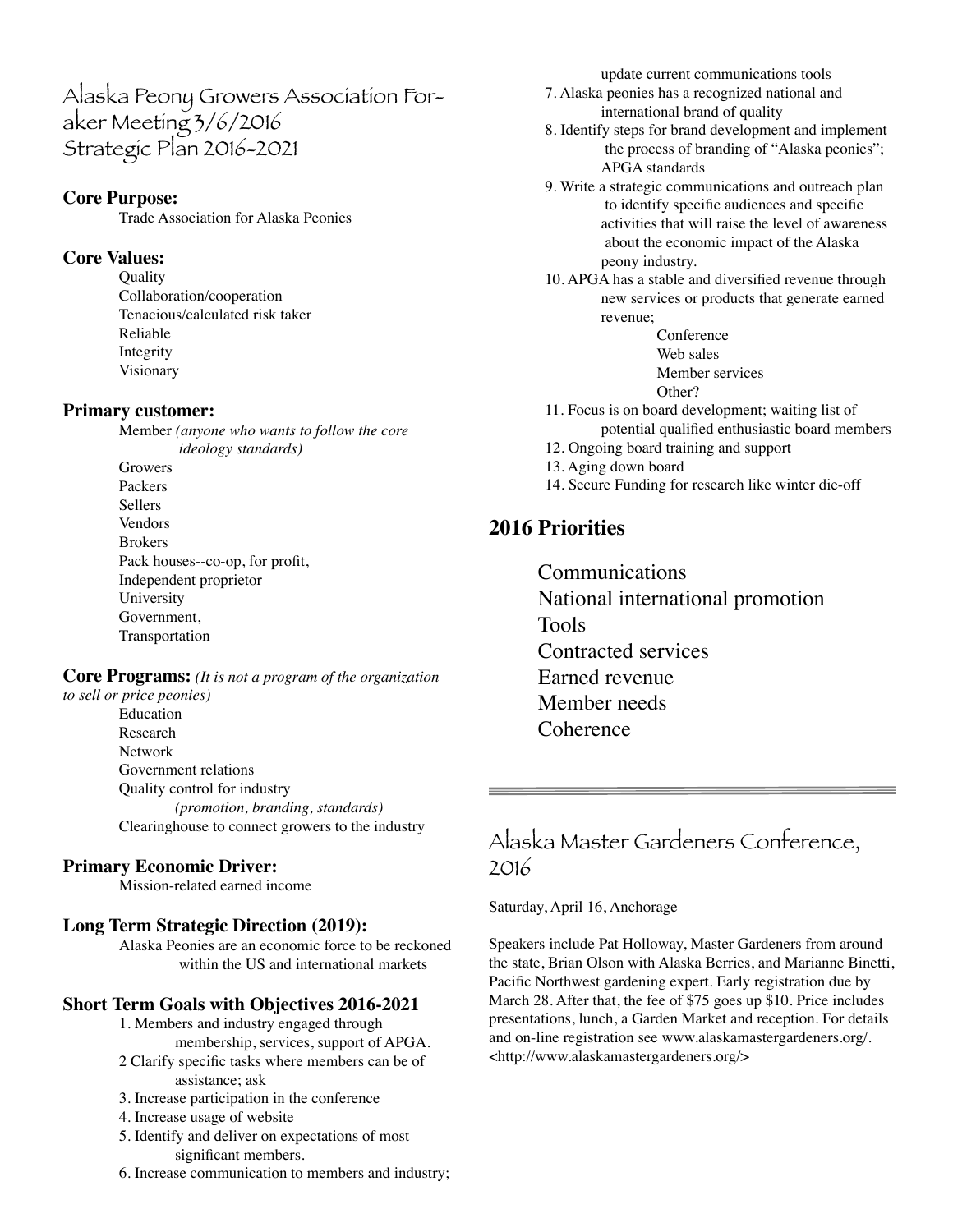## Alaska Peony Growers Association Foraker Meeting 3/6/2016
## Strategic Plan 2016-2021

### Core Purpose:

Trade Association for Alaska Peonies

### Core Values:

Quality
Collaboration/cooperation
Tenacious/calculated risk taker
Reliable
Integrity
Visionary

### Primary customer:

Member *(anyone who wants to follow the core ideology standards)*
Growers
Packers
Sellers
Vendors
Brokers
Pack houses--co-op, for profit,
Independent proprietor
University
Government,
Transportation

### Core Programs: *(It is not a program of the organization to sell or price peonies)*

Education
Research
Network
Government relations
Quality control for industry
*(promotion, branding, standards)*
Clearinghouse to connect growers to the industry

### Primary Economic Driver:

Mission-related earned income

### Long Term Strategic Direction (2019):

Alaska Peonies are an economic force to be reckoned within the US and international markets

### Short Term Goals with Objectives 2016-2021

1. Members and industry engaged through membership, services, support of APGA.
2 Clarify specific tasks where members can be of assistance; ask
3. Increase participation in the conference
4. Increase usage of website
5. Identify and deliver on expectations of most significant members.
6. Increase communication to members and industry; update current communications tools
7. Alaska peonies has a recognized national and international brand of quality
8. Identify steps for brand development and implement the process of branding of "Alaska peonies"; APGA standards
9. Write a strategic communications and outreach plan to identify specific audiences and specific activities that will raise the level of awareness about the economic impact of the Alaska peony industry.
10. APGA has a stable and diversified revenue through new services or products that generate earned revenue;
    - Conference
    - Web sales
    - Member services
    - Other?
11. Focus is on board development; waiting list of potential qualified enthusiastic board members
12. Ongoing board training and support
13. Aging down board
14. Secure Funding for research like winter die-off

## 2016 Priorities

Communications
National international promotion
Tools
Contracted services
Earned revenue
Member needs
Coherence

---

## Alaska Master Gardeners Conference, 2016

Saturday, April 16, Anchorage

Speakers include Pat Holloway, Master Gardeners from around the state, Brian Olson with Alaska Berries, and Marianne Binetti, Pacific Northwest gardening expert. Early registration due by March 28. After that, the fee of $75 goes up $10. Price includes presentations, lunch, a Garden Market and reception. For details and on-line registration see www.alaskamastergardeners.org/. <http://www.alaskamastergardeners.org/>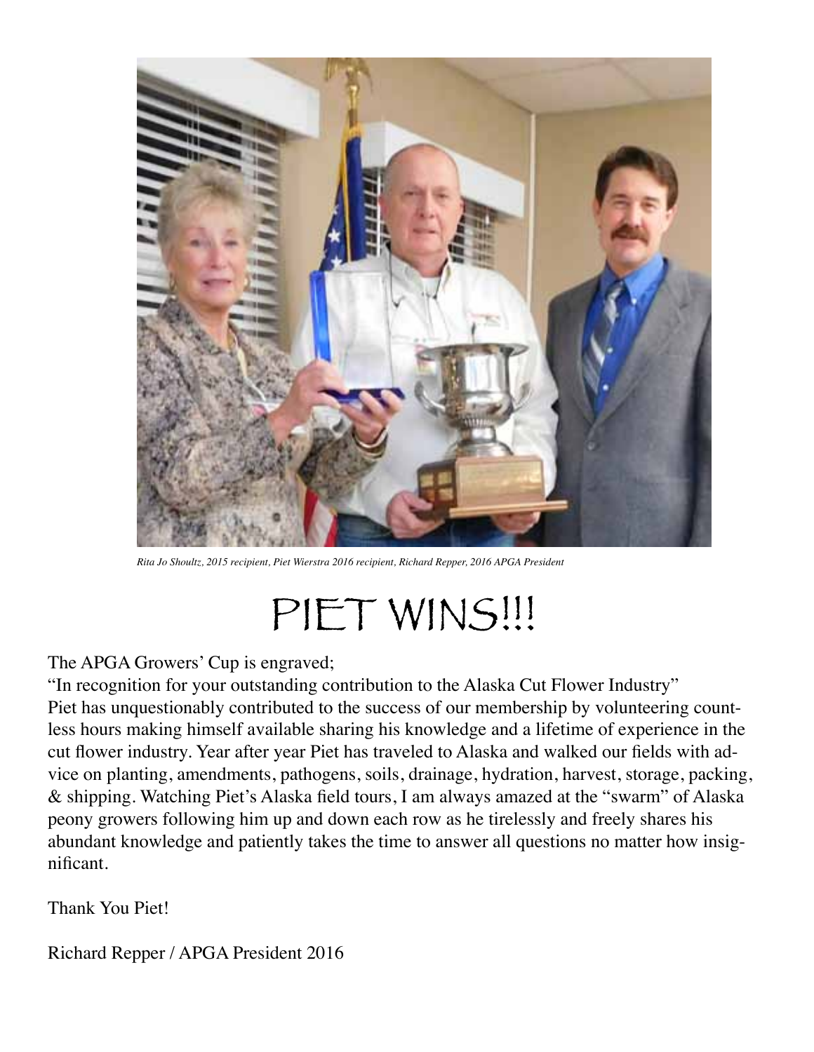*Rita Jo Shoultz, 2015 recipient, Piet Wierstra 2016 recipient, Richard Repper, 2016 APGA President*

# PIET WINS!!!

The APGA Growers' Cup is engraved;

"In recognition for your outstanding contribution to the Alaska Cut Flower Industry"

Piet has unquestionably contributed to the success of our membership by volunteering countless hours making himself available sharing his knowledge and a lifetime of experience in the cut flower industry. Year after year Piet has traveled to Alaska and walked our fields with advice on planting, amendments, pathogens, soils, drainage, hydration, harvest, storage, packing, & shipping. Watching Piet's Alaska field tours, I am always amazed at the "swarm" of Alaska peony growers following him up and down each row as he tirelessly and freely shares his abundant knowledge and patiently takes the time to answer all questions no matter how insignificant.

Thank You Piet!

Richard Repper / APGA President 2016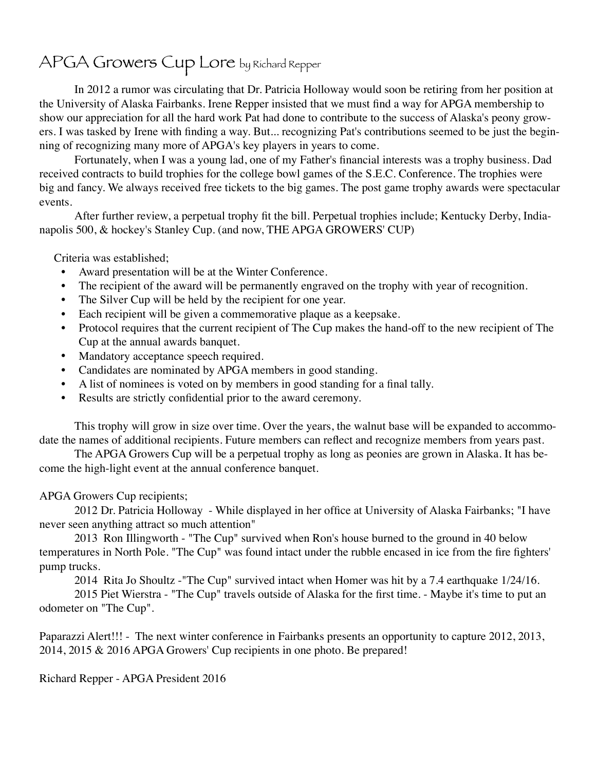# APGA Growers Cup Lore by Richard Repper

In 2012 a rumor was circulating that Dr. Patricia Holloway would soon be retiring from her position at the University of Alaska Fairbanks. Irene Repper insisted that we must find a way for APGA membership to show our appreciation for all the hard work Pat had done to contribute to the success of Alaska's peony growers. I was tasked by Irene with finding a way. But... recognizing Pat's contributions seemed to be just the beginning of recognizing many more of APGA's key players in years to come.

Fortunately, when I was a young lad, one of my Father's financial interests was a trophy business. Dad received contracts to build trophies for the college bowl games of the S.E.C. Conference. The trophies were big and fancy. We always received free tickets to the big games. The post game trophy awards were spectacular events.

After further review, a perpetual trophy fit the bill. Perpetual trophies include; Kentucky Derby, Indianapolis 500, & hockey's Stanley Cup. (and now, THE APGA GROWERS' CUP)

Criteria was established;

- Award presentation will be at the Winter Conference.
- The recipient of the award will be permanently engraved on the trophy with year of recognition.
- The Silver Cup will be held by the recipient for one year.
- Each recipient will be given a commemorative plaque as a keepsake.
- Protocol requires that the current recipient of The Cup makes the hand-off to the new recipient of The Cup at the annual awards banquet.
- Mandatory acceptance speech required.
- Candidates are nominated by APGA members in good standing.
- A list of nominees is voted on by members in good standing for a final tally.
- Results are strictly confidential prior to the award ceremony.

This trophy will grow in size over time. Over the years, the walnut base will be expanded to accommodate the names of additional recipients. Future members can reflect and recognize members from years past.

The APGA Growers Cup will be a perpetual trophy as long as peonies are grown in Alaska. It has become the high-light event at the annual conference banquet.

APGA Growers Cup recipients;

2012 Dr. Patricia Holloway - While displayed in her office at University of Alaska Fairbanks; "I have never seen anything attract so much attention"

2013 Ron Illingworth - "The Cup" survived when Ron's house burned to the ground in 40 below temperatures in North Pole. "The Cup" was found intact under the rubble encased in ice from the fire fighters' pump trucks.

2014 Rita Jo Shoultz -"The Cup" survived intact when Homer was hit by a 7.4 earthquake 1/24/16.

2015 Piet Wierstra - "The Cup" travels outside of Alaska for the first time. - Maybe it's time to put an odometer on "The Cup".

Paparazzi Alert!!! - The next winter conference in Fairbanks presents an opportunity to capture 2012, 2013, 2014, 2015 & 2016 APGA Growers' Cup recipients in one photo. Be prepared!

Richard Repper - APGA President 2016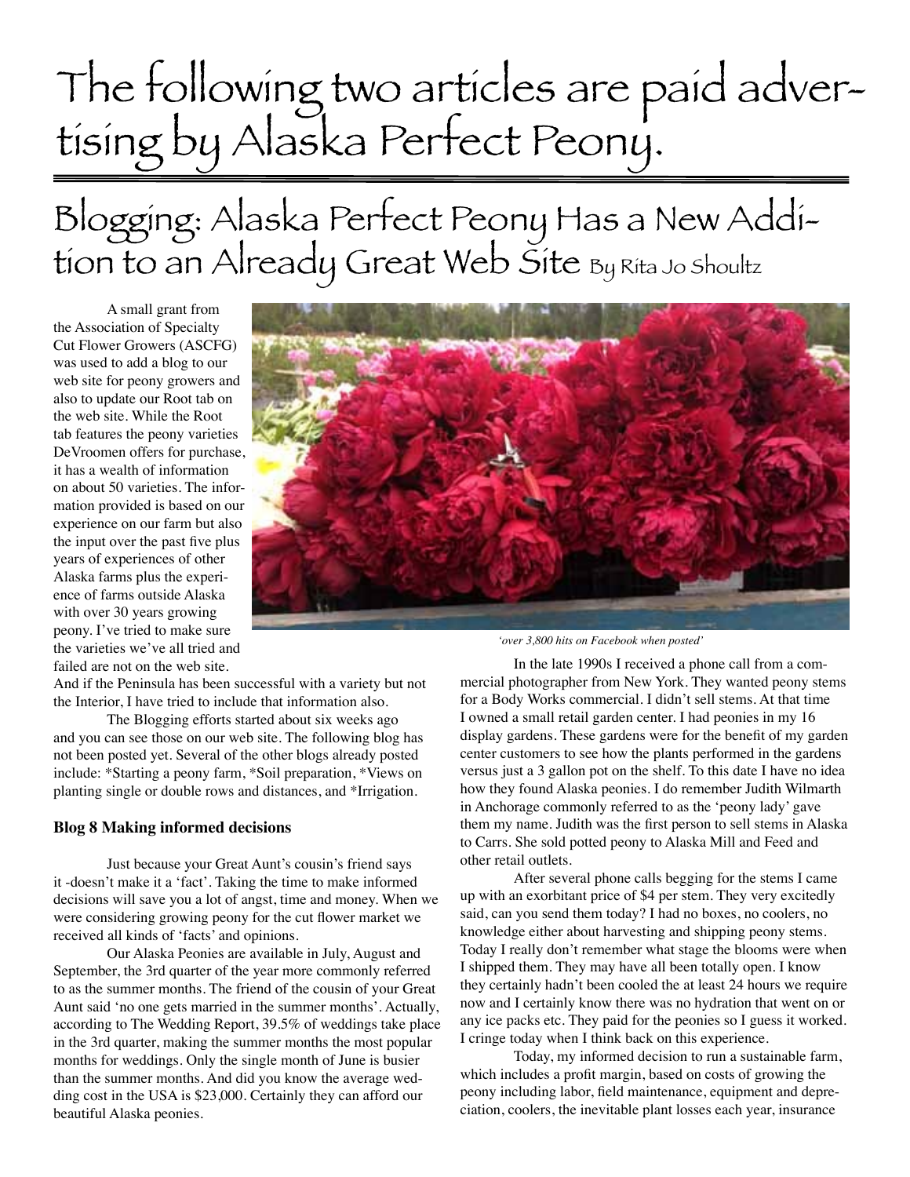# The following two articles are paid advertising by Alaska Perfect Peony.

## Blogging: Alaska Perfect Peony Has a New Addition to an Already Great Web Site By Rita Jo Shoultz

A small grant from the Association of Specialty Cut Flower Growers (ASCFG) was used to add a blog to our web site for peony growers and also to update our Root tab on the web site. While the Root tab features the peony varieties DeVroomen offers for purchase, it has a wealth of information on about 50 varieties. The information provided is based on our experience on our farm but also the input over the past five plus years of experiences of other Alaska farms plus the experience of farms outside Alaska with over 30 years growing peony. I've tried to make sure the varieties we've all tried and failed are not on the web site. And if the Peninsula has been successful with a variety but not the Interior, I have tried to include that information also.

The Blogging efforts started about six weeks ago and you can see those on our web site. The following blog has not been posted yet. Several of the other blogs already posted include: *Starting a peony farm, *Soil preparation, *Views on planting single or double rows and distances, and *Irrigation.

**Blog 8 Making informed decisions**

Just because your Great Aunt's cousin's friend says it -doesn't make it a 'fact'. Taking the time to make informed decisions will save you a lot of angst, time and money. When we were considering growing peony for the cut flower market we received all kinds of 'facts' and opinions.

Our Alaska Peonies are available in July, August and September, the 3rd quarter of the year more commonly referred to as the summer months. The friend of the cousin of your Great Aunt said 'no one gets married in the summer months'. Actually, according to The Wedding Report, 39.5% of weddings take place in the 3rd quarter, making the summer months the most popular months for weddings. Only the single month of June is busier than the summer months. And did you know the average wedding cost in the USA is $23,000. Certainly they can afford our beautiful Alaska peonies.

*'over 3,800 hits on Facebook when posted'*

In the late 1990s I received a phone call from a commercial photographer from New York. They wanted peony stems for a Body Works commercial. I didn't sell stems. At that time I owned a small retail garden center. I had peonies in my 16 display gardens. These gardens were for the benefit of my garden center customers to see how the plants performed in the gardens versus just a 3 gallon pot on the shelf. To this date I have no idea how they found Alaska peonies. I do remember Judith Wilmarth in Anchorage commonly referred to as the 'peony lady' gave them my name. Judith was the first person to sell stems in Alaska to Carrs. She sold potted peony to Alaska Mill and Feed and other retail outlets.

After several phone calls begging for the stems I came up with an exorbitant price of $4 per stem. They very excitedly said, can you send them today? I had no boxes, no coolers, no knowledge either about harvesting and shipping peony stems. Today I really don't remember what stage the blooms were when I shipped them. They may have all been totally open. I know they certainly hadn't been cooled the at least 24 hours we require now and I certainly know there was no hydration that went on or any ice packs etc. They paid for the peonies so I guess it worked. I cringe today when I think back on this experience.

Today, my informed decision to run a sustainable farm, which includes a profit margin, based on costs of growing the peony including labor, field maintenance, equipment and depreciation, coolers, the inevitable plant losses each year, insurance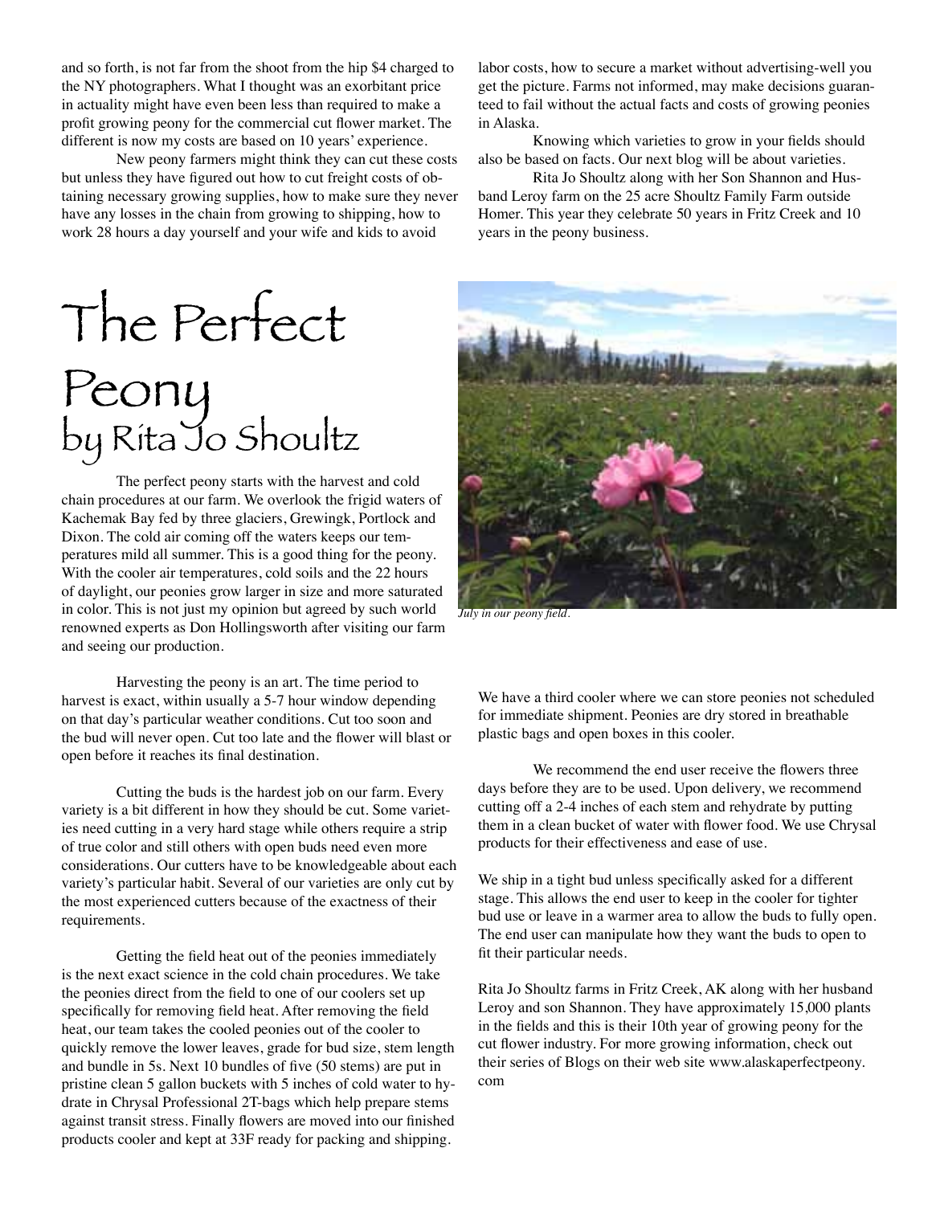and so forth, is not far from the shoot from the hip $4 charged to the NY photographers. What I thought was an exorbitant price in actuality might have even been less than required to make a profit growing peony for the commercial cut flower market. The different is now my costs are based on 10 years' experience.

New peony farmers might think they can cut these costs but unless they have figured out how to cut freight costs of obtaining necessary growing supplies, how to make sure they never have any losses in the chain from growing to shipping, how to work 28 hours a day yourself and your wife and kids to avoid labor costs, how to secure a market without advertising-well you get the picture. Farms not informed, may make decisions guaranteed to fail without the actual facts and costs of growing peonies in Alaska.

Knowing which varieties to grow in your fields should also be based on facts. Our next blog will be about varieties.

Rita Jo Shoultz along with her Son Shannon and Husband Leroy farm on the 25 acre Shoultz Family Farm outside Homer. This year they celebrate 50 years in Fritz Creek and 10 years in the peony business.

# The Perfect Peony

## by Rita Jo Shoultz

The perfect peony starts with the harvest and cold chain procedures at our farm. We overlook the frigid waters of Kachemak Bay fed by three glaciers, Grewingk, Portlock and Dixon. The cold air coming off the waters keeps our temperatures mild all summer. This is a good thing for the peony. With the cooler air temperatures, cold soils and the 22 hours of daylight, our peonies grow larger in size and more saturated in color. This is not just my opinion but agreed by such world renowned experts as Don Hollingsworth after visiting our farm and seeing our production.

*July in our peony field.*

Harvesting the peony is an art. The time period to harvest is exact, within usually a 5-7 hour window depending on that day's particular weather conditions. Cut too soon and the bud will never open. Cut too late and the flower will blast or open before it reaches its final destination.

Cutting the buds is the hardest job on our farm. Every variety is a bit different in how they should be cut. Some varieties need cutting in a very hard stage while others require a strip of true color and still others with open buds need even more considerations. Our cutters have to be knowledgeable about each variety's particular habit. Several of our varieties are only cut by the most experienced cutters because of the exactness of their requirements.

Getting the field heat out of the peonies immediately is the next exact science in the cold chain procedures. We take the peonies direct from the field to one of our coolers set up specifically for removing field heat. After removing the field heat, our team takes the cooled peonies out of the cooler to quickly remove the lower leaves, grade for bud size, stem length and bundle in 5s. Next 10 bundles of five (50 stems) are put in pristine clean 5 gallon buckets with 5 inches of cold water to hydrate in Chrysal Professional 2T-bags which help prepare stems against transit stress. Finally flowers are moved into our finished products cooler and kept at 33F ready for packing and shipping.

We have a third cooler where we can store peonies not scheduled for immediate shipment. Peonies are dry stored in breathable plastic bags and open boxes in this cooler.

We recommend the end user receive the flowers three days before they are to be used. Upon delivery, we recommend cutting off a 2-4 inches of each stem and rehydrate by putting them in a clean bucket of water with flower food. We use Chrysal products for their effectiveness and ease of use.

We ship in a tight bud unless specifically asked for a different stage. This allows the end user to keep in the cooler for tighter bud use or leave in a warmer area to allow the buds to fully open. The end user can manipulate how they want the buds to open to fit their particular needs.

Rita Jo Shoultz farms in Fritz Creek, AK along with her husband Leroy and son Shannon. They have approximately 15,000 plants in the fields and this is their 10th year of growing peony for the cut flower industry. For more growing information, check out their series of Blogs on their web site www.alaskaperfectpeony.com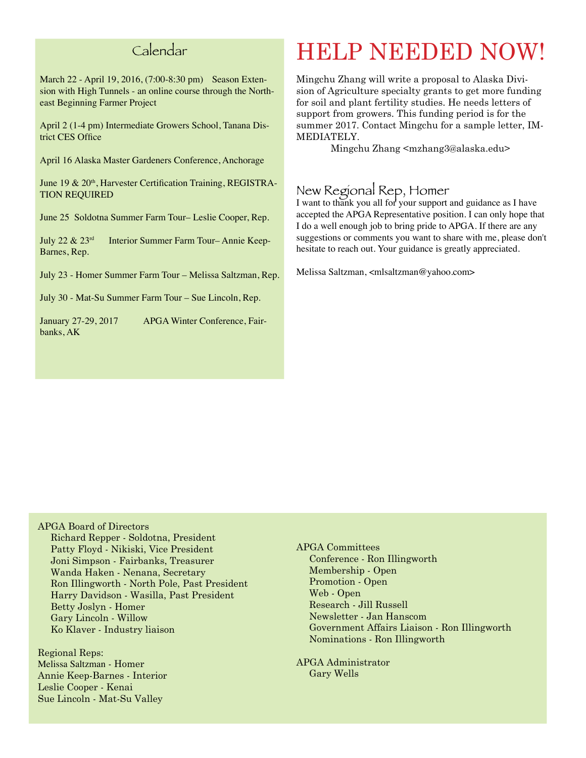## Calendar

March 22 - April 19, 2016, (7:00-8:30 pm) Season Extension with High Tunnels - an online course through the Northeast Beginning Farmer Project

April 2 (1-4 pm) Intermediate Growers School, Tanana District CES Office

April 16 Alaska Master Gardeners Conference, Anchorage

June 19 & 20th, Harvester Certification Training, REGISTRATION REQUIRED

June 25 Soldotna Summer Farm Tour– Leslie Cooper, Rep.

July 22 & 23rd Interior Summer Farm Tour– Annie Keep-Barnes, Rep.

July 23 - Homer Summer Farm Tour – Melissa Saltzman, Rep.

July 30 - Mat-Su Summer Farm Tour – Sue Lincoln, Rep.

January 27-29, 2017 APGA Winter Conference, Fairbanks, AK

# HELP NEEDED NOW!

Mingchu Zhang will write a proposal to Alaska Division of Agriculture specialty grants to get more funding for soil and plant fertility studies. He needs letters of support from growers. This funding period is for the summer 2017. Contact Mingchu for a sample letter, IMMEDIATELY.

Mingchu Zhang <mzhang3@alaska.edu>

## New Regional Rep, Homer

I want to thank you all for your support and guidance as I have accepted the APGA Representative position. I can only hope that I do a well enough job to bring pride to APGA. If there are any suggestions or comments you want to share with me, please don't hesitate to reach out. Your guidance is greatly appreciated.

Melissa Saltzman, <mlsaltzman@yahoo.com>

APGA Board of Directors
- Richard Repper - Soldotna, President
- Patty Floyd - Nikiski, Vice President
- Joni Simpson - Fairbanks, Treasurer
- Wanda Haken - Nenana, Secretary
- Ron Illingworth - North Pole, Past President
- Harry Davidson - Wasilla, Past President
- Betty Joslyn - Homer
- Gary Lincoln - Willow
- Ko Klaver - Industry liaison

Regional Reps:
- Melissa Saltzman - Homer
- Annie Keep-Barnes - Interior
- Leslie Cooper - Kenai
- Sue Lincoln - Mat-Su Valley

APGA Committees
- Conference - Ron Illingworth
- Membership - Open
- Promotion - Open
- Web - Open
- Research - Jill Russell
- Newsletter - Jan Hanscom
- Government Affairs Liaison - Ron Illingworth
- Nominations - Ron Illingworth

APGA Administrator
- Gary Wells